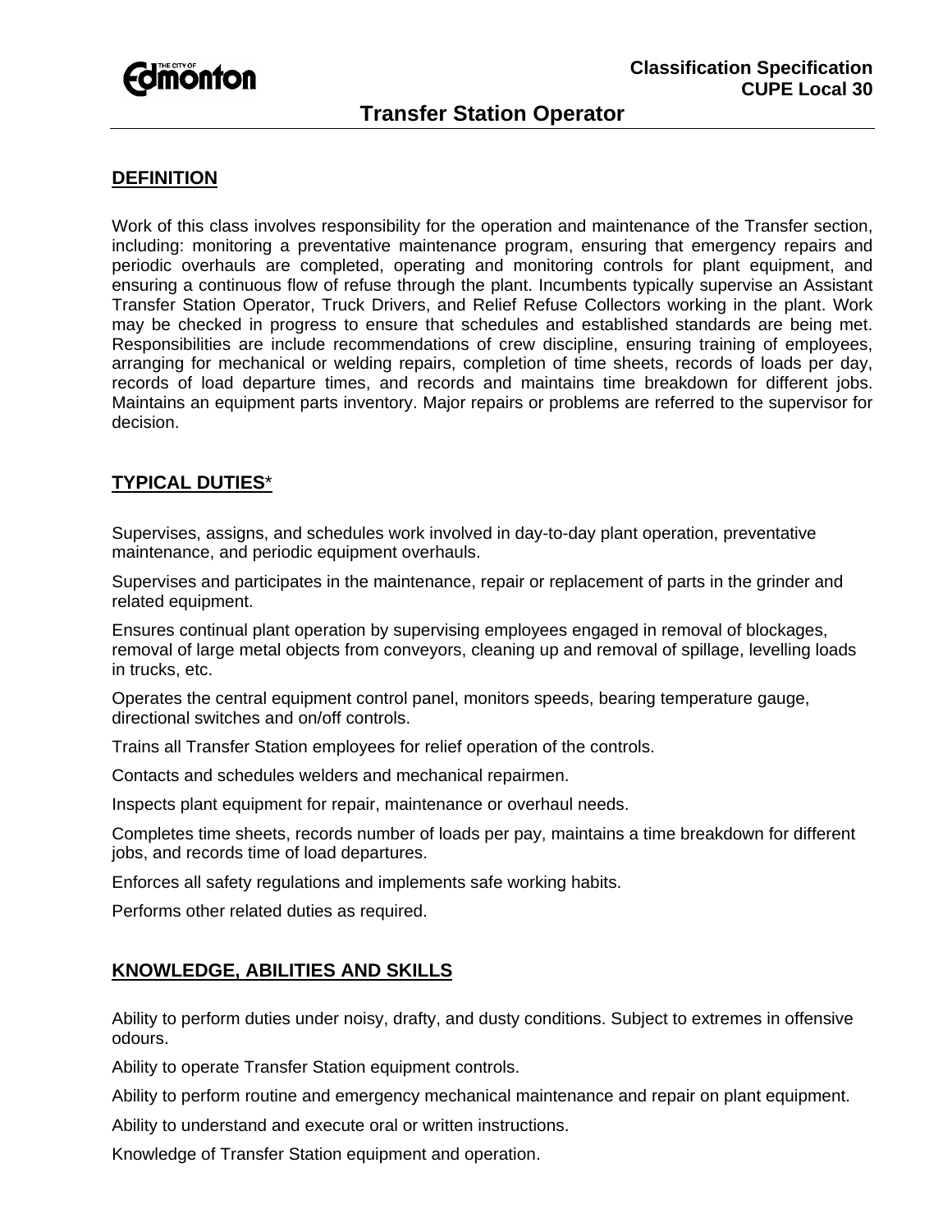Classification Specification
CUPE Local 30

# Transfer Station Operator

## DEFINITION

Work of this class involves responsibility for the operation and maintenance of the Transfer section, including: monitoring a preventative maintenance program, ensuring that emergency repairs and periodic overhauls are completed, operating and monitoring controls for plant equipment, and ensuring a continuous flow of refuse through the plant. Incumbents typically supervise an Assistant Transfer Station Operator, Truck Drivers, and Relief Refuse Collectors working in the plant. Work may be checked in progress to ensure that schedules and established standards are being met. Responsibilities are include recommendations of crew discipline, ensuring training of employees, arranging for mechanical or welding repairs, completion of time sheets, records of loads per day, records of load departure times, and records and maintains time breakdown for different jobs. Maintains an equipment parts inventory. Major repairs or problems are referred to the supervisor for decision.

## TYPICAL DUTIES*

Supervises, assigns, and schedules work involved in day-to-day plant operation, preventative maintenance, and periodic equipment overhauls.

Supervises and participates in the maintenance, repair or replacement of parts in the grinder and related equipment.

Ensures continual plant operation by supervising employees engaged in removal of blockages, removal of large metal objects from conveyors, cleaning up and removal of spillage, levelling loads in trucks, etc.

Operates the central equipment control panel, monitors speeds, bearing temperature gauge, directional switches and on/off controls.

Trains all Transfer Station employees for relief operation of the controls.

Contacts and schedules welders and mechanical repairmen.

Inspects plant equipment for repair, maintenance or overhaul needs.

Completes time sheets, records number of loads per pay, maintains a time breakdown for different jobs, and records time of load departures.

Enforces all safety regulations and implements safe working habits.

Performs other related duties as required.

## KNOWLEDGE, ABILITIES AND SKILLS

Ability to perform duties under noisy, drafty, and dusty conditions. Subject to extremes in offensive odours.

Ability to operate Transfer Station equipment controls.

Ability to perform routine and emergency mechanical maintenance and repair on plant equipment.

Ability to understand and execute oral or written instructions.

Knowledge of Transfer Station equipment and operation.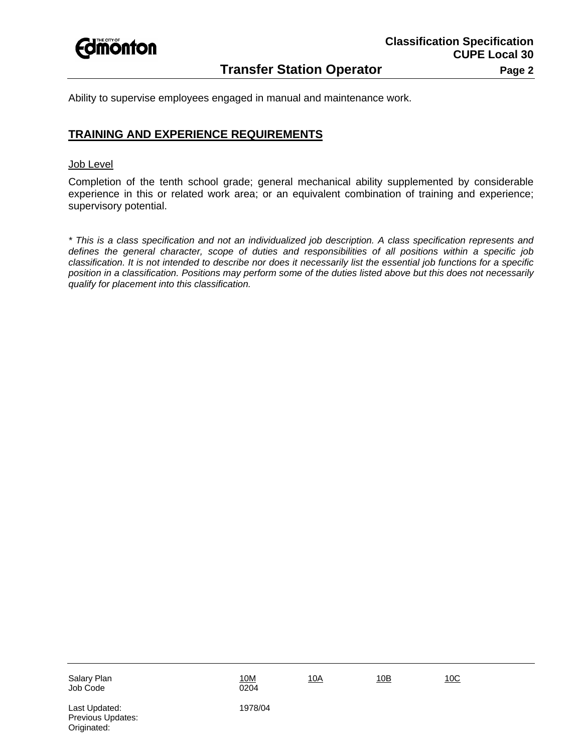Ability to supervise employees engaged in manual and maintenance work.

## TRAINING AND EXPERIENCE REQUIREMENTS

Job Level

Completion of the tenth school grade; general mechanical ability supplemented by considerable experience in this or related work area; or an equivalent combination of training and experience; supervisory potential.

*\* This is a class specification and not an individualized job description. A class specification represents and defines the general character, scope of duties and responsibilities of all positions within a specific job classification. It is not intended to describe nor does it necessarily list the essential job functions for a specific position in a classification. Positions may perform some of the duties listed above but this does not necessarily qualify for placement into this classification.*

| | | | | |
|---|---|---|---|---|
| Salary Plan | 10M | 10A | 10B | 10C |
| Job Code | 0204 | | | |
| Last Updated: | 1978/04 | | | |
| Previous Updates: | | | | |
| Originated: | | | | |